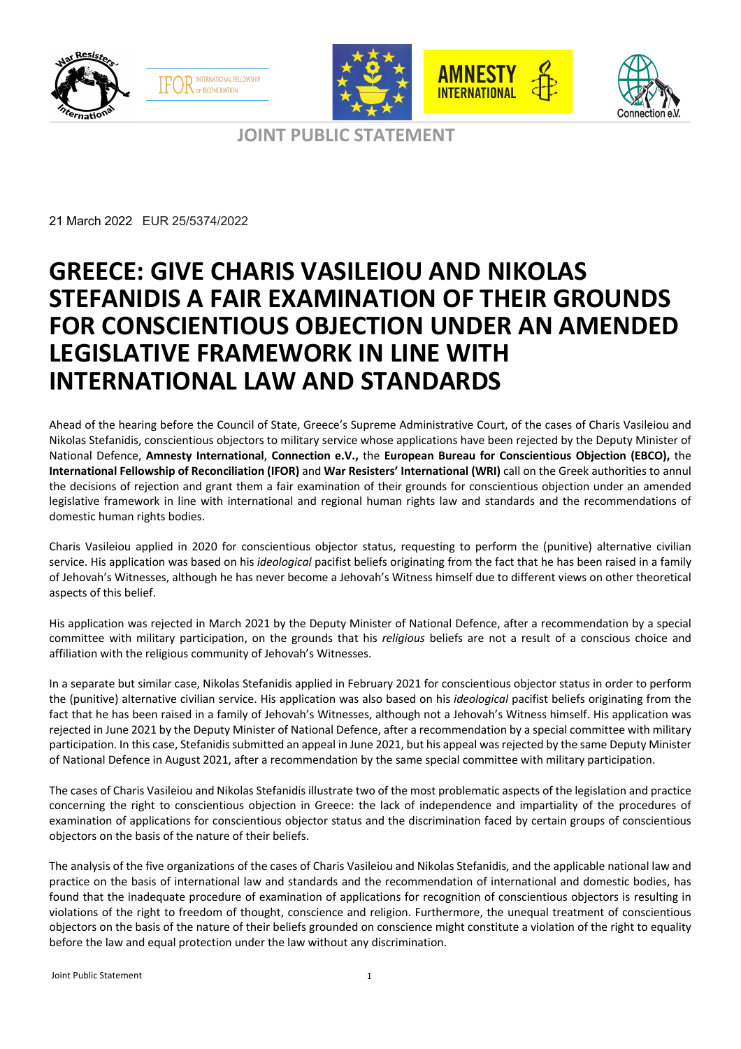**JOINT PUBLIC STATEMENT**

21 March 2022 EUR 25/5374/2022

# GREECE: GIVE CHARIS VASILEIOU AND NIKOLAS STEFANIDIS A FAIR EXAMINATION OF THEIR GROUNDS FOR CONSCIENTIOUS OBJECTION UNDER AN AMENDED LEGISLATIVE FRAMEWORK IN LINE WITH INTERNATIONAL LAW AND STANDARDS

Ahead of the hearing before the Council of State, Greece's Supreme Administrative Court, of the cases of Charis Vasileiou and Nikolas Stefanidis, conscientious objectors to military service whose applications have been rejected by the Deputy Minister of National Defence, **Amnesty International**, **Connection e.V.,** the **European Bureau for Conscientious Objection (EBCO),** the **International Fellowship of Reconciliation (IFOR)** and **War Resisters' International (WRI)** call on the Greek authorities to annul the decisions of rejection and grant them a fair examination of their grounds for conscientious objection under an amended legislative framework in line with international and regional human rights law and standards and the recommendations of domestic human rights bodies.

Charis Vasileiou applied in 2020 for conscientious objector status, requesting to perform the (punitive) alternative civilian service. His application was based on his *ideological* pacifist beliefs originating from the fact that he has been raised in a family of Jehovah's Witnesses, although he has never become a Jehovah's Witness himself due to different views on other theoretical aspects of this belief.

His application was rejected in March 2021 by the Deputy Minister of National Defence, after a recommendation by a special committee with military participation, on the grounds that his *religious* beliefs are not a result of a conscious choice and affiliation with the religious community of Jehovah's Witnesses.

In a separate but similar case, Nikolas Stefanidis applied in February 2021 for conscientious objector status in order to perform the (punitive) alternative civilian service. His application was also based on his *ideological* pacifist beliefs originating from the fact that he has been raised in a family of Jehovah's Witnesses, although not a Jehovah's Witness himself. His application was rejected in June 2021 by the Deputy Minister of National Defence, after a recommendation by a special committee with military participation. In this case, Stefanidis submitted an appeal in June 2021, but his appeal was rejected by the same Deputy Minister of National Defence in August 2021, after a recommendation by the same special committee with military participation.

The cases of Charis Vasileiou and Nikolas Stefanidis illustrate two of the most problematic aspects of the legislation and practice concerning the right to conscientious objection in Greece: the lack of independence and impartiality of the procedures of examination of applications for conscientious objector status and the discrimination faced by certain groups of conscientious objectors on the basis of the nature of their beliefs.

The analysis of the five organizations of the cases of Charis Vasileiou and Nikolas Stefanidis, and the applicable national law and practice on the basis of international law and standards and the recommendation of international and domestic bodies, has found that the inadequate procedure of examination of applications for recognition of conscientious objectors is resulting in violations of the right to freedom of thought, conscience and religion. Furthermore, the unequal treatment of conscientious objectors on the basis of the nature of their beliefs grounded on conscience might constitute a violation of the right to equality before the law and equal protection under the law without any discrimination.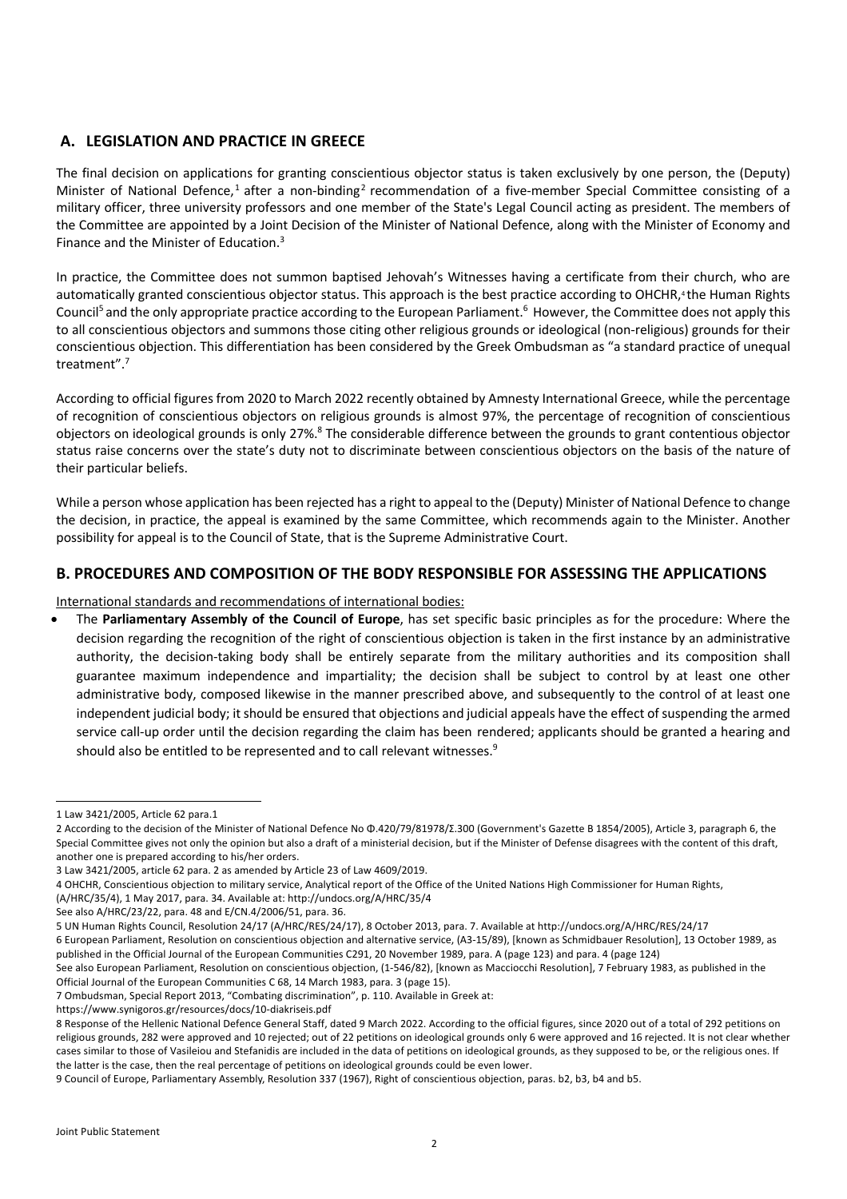## A. LEGISLATION AND PRACTICE IN GREECE

The final decision on applications for granting conscientious objector status is taken exclusively by one person, the (Deputy) Minister of National Defence,[1] after a non-binding[2] recommendation of a five-member Special Committee consisting of a military officer, three university professors and one member of the State's Legal Council acting as president. The members of the Committee are appointed by a Joint Decision of the Minister of National Defence, along with the Minister of Economy and Finance and the Minister of Education.[3]

In practice, the Committee does not summon baptised Jehovah's Witnesses having a certificate from their church, who are automatically granted conscientious objector status. This approach is the best practice according to OHCHR,[4] the Human Rights Council[5] and the only appropriate practice according to the European Parliament.[6] However, the Committee does not apply this to all conscientious objectors and summons those citing other religious grounds or ideological (non-religious) grounds for their conscientious objection. This differentiation has been considered by the Greek Ombudsman as "a standard practice of unequal treatment".[7]

According to official figures from 2020 to March 2022 recently obtained by Amnesty International Greece, while the percentage of recognition of conscientious objectors on religious grounds is almost 97%, the percentage of recognition of conscientious objectors on ideological grounds is only 27%.[8] The considerable difference between the grounds to grant contentious objector status raise concerns over the state's duty not to discriminate between conscientious objectors on the basis of the nature of their particular beliefs.

While a person whose application has been rejected has a right to appeal to the (Deputy) Minister of National Defence to change the decision, in practice, the appeal is examined by the same Committee, which recommends again to the Minister. Another possibility for appeal is to the Council of State, that is the Supreme Administrative Court.

## B. PROCEDURES AND COMPOSITION OF THE BODY RESPONSIBLE FOR ASSESSING THE APPLICATIONS

International standards and recommendations of international bodies:

- The **Parliamentary Assembly of the Council of Europe**, has set specific basic principles as for the procedure: Where the decision regarding the recognition of the right of conscientious objection is taken in the first instance by an administrative authority, the decision-taking body shall be entirely separate from the military authorities and its composition shall guarantee maximum independence and impartiality; the decision shall be subject to control by at least one other administrative body, composed likewise in the manner prescribed above, and subsequently to the control of at least one independent judicial body; it should be ensured that objections and judicial appeals have the effect of suspending the armed service call-up order until the decision regarding the claim has been rendered; applicants should be granted a hearing and should also be entitled to be represented and to call relevant witnesses.[9]

---

1 Law 3421/2005, Article 62 para.1

2 According to the decision of the Minister of National Defence No Φ.420/79/81978/Σ.300 (Government's Gazette B 1854/2005), Article 3, paragraph 6, the Special Committee gives not only the opinion but also a draft of a ministerial decision, but if the Minister of Defense disagrees with the content of this draft, another one is prepared according to his/her orders.

3 Law 3421/2005, article 62 para. 2 as amended by Article 23 of Law 4609/2019.

4 OHCHR, Conscientious objection to military service, Analytical report of the Office of the United Nations High Commissioner for Human Rights, (A/HRC/35/4), 1 May 2017, para. 34. Available at: http://undocs.org/A/HRC/35/4
See also A/HRC/23/22, para. 48 and E/CN.4/2006/51, para. 36.

5 UN Human Rights Council, Resolution 24/17 (A/HRC/RES/24/17), 8 October 2013, para. 7. Available at http://undocs.org/A/HRC/RES/24/17

6 European Parliament, Resolution on conscientious objection and alternative service, (A3-15/89), [known as Schmidbauer Resolution], 13 October 1989, as published in the Official Journal of the European Communities C291, 20 November 1989, para. A (page 123) and para. 4 (page 124)
See also European Parliament, Resolution on conscientious objection, (1-546/82), [known as Macciocchi Resolution], 7 February 1983, as published in the Official Journal of the European Communities C 68, 14 March 1983, para. 3 (page 15).

7 Ombudsman, Special Report 2013, "Combating discrimination", p. 110. Available in Greek at: https://www.synigoros.gr/resources/docs/10-diakriseis.pdf

8 Response of the Hellenic National Defence General Staff, dated 9 March 2022. According to the official figures, since 2020 out of a total of 292 petitions on religious grounds, 282 were approved and 10 rejected; out of 22 petitions on ideological grounds only 6 were approved and 16 rejected. It is not clear whether cases similar to those of Vasileiou and Stefanidis are included in the data of petitions on ideological grounds, as they supposed to be, or the religious ones. If the latter is the case, then the real percentage of petitions on ideological grounds could be even lower.

9 Council of Europe, Parliamentary Assembly, Resolution 337 (1967), Right of conscientious objection, paras. b2, b3, b4 and b5.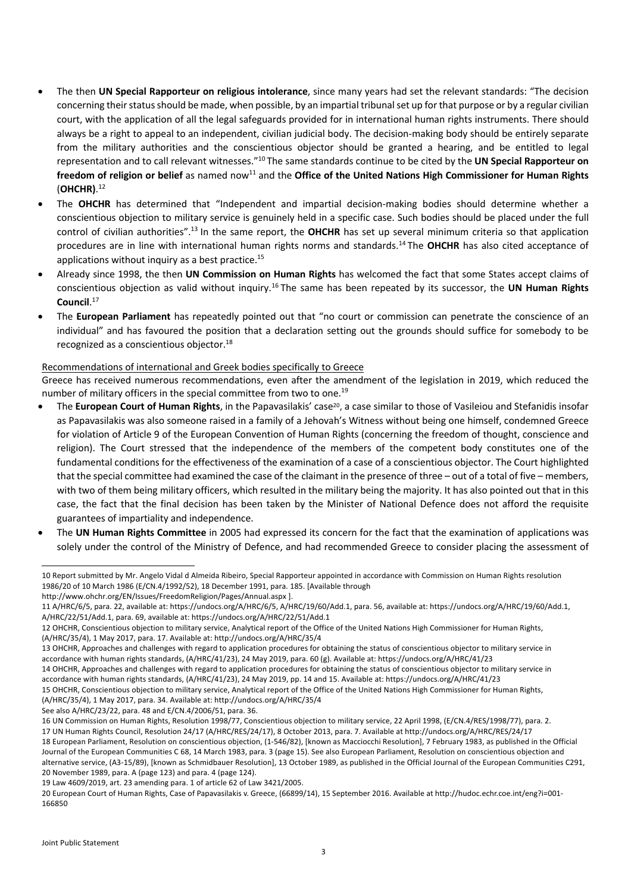- The then **UN Special Rapporteur on religious intolerance**, since many years had set the relevant standards: "The decision concerning their status should be made, when possible, by an impartial tribunal set up for that purpose or by a regular civilian court, with the application of all the legal safeguards provided for in international human rights instruments. There should always be a right to appeal to an independent, civilian judicial body. The decision-making body should be entirely separate from the military authorities and the conscientious objector should be granted a hearing, and be entitled to legal representation and to call relevant witnesses."[10] The same standards continue to be cited by the **UN Special Rapporteur on freedom of religion or belief** as named now[11] and the **Office of the United Nations High Commissioner for Human Rights** (**OHCHR**).[12]
- The **OHCHR** has determined that "Independent and impartial decision-making bodies should determine whether a conscientious objection to military service is genuinely held in a specific case. Such bodies should be placed under the full control of civilian authorities".[13] In the same report, the **OHCHR** has set up several minimum criteria so that application procedures are in line with international human rights norms and standards.[14] The **OHCHR** has also cited acceptance of applications without inquiry as a best practice.[15]
- Already since 1998, the then **UN Commission on Human Rights** has welcomed the fact that some States accept claims of conscientious objection as valid without inquiry.[16] The same has been repeated by its successor, the **UN Human Rights Council**.[17]
- The **European Parliament** has repeatedly pointed out that "no court or commission can penetrate the conscience of an individual" and has favoured the position that a declaration setting out the grounds should suffice for somebody to be recognized as a conscientious objector.[18]

Recommendations of international and Greek bodies specifically to Greece

Greece has received numerous recommendations, even after the amendment of the legislation in 2019, which reduced the number of military officers in the special committee from two to one.[19]

- The **European Court of Human Rights**, in the Papavasilakis' case[20], a case similar to those of Vasileiou and Stefanidis insofar as Papavasilakis was also someone raised in a family of a Jehovah's Witness without being one himself, condemned Greece for violation of Article 9 of the European Convention of Human Rights (concerning the freedom of thought, conscience and religion). The Court stressed that the independence of the members of the competent body constitutes one of the fundamental conditions for the effectiveness of the examination of a case of a conscientious objector. The Court highlighted that the special committee had examined the case of the claimant in the presence of three – out of a total of five – members, with two of them being military officers, which resulted in the military being the majority. It has also pointed out that in this case, the fact that the final decision has been taken by the Minister of National Defence does not afford the requisite guarantees of impartiality and independence.
- The **UN Human Rights Committee** in 2005 had expressed its concern for the fact that the examination of applications was solely under the control of the Ministry of Defence, and had recommended Greece to consider placing the assessment of

---

10 Report submitted by Mr. Angelo Vidal d Almeida Ribeiro, Special Rapporteur appointed in accordance with Commission on Human Rights resolution 1986/20 of 10 March 1986 (E/CN.4/1992/52), 18 December 1991, para. 185. [Available through http://www.ohchr.org/EN/Issues/FreedomReligion/Pages/Annual.aspx ].

11 A/HRC/6/5, para. 22, available at: https://undocs.org/A/HRC/6/5, A/HRC/19/60/Add.1, para. 56, available at: https://undocs.org/A/HRC/19/60/Add.1, A/HRC/22/51/Add.1, para. 69, available at: https://undocs.org/A/HRC/22/51/Add.1

12 OHCHR, Conscientious objection to military service, Analytical report of the Office of the United Nations High Commissioner for Human Rights, (A/HRC/35/4), 1 May 2017, para. 17. Available at: http://undocs.org/A/HRC/35/4

13 OHCHR, Approaches and challenges with regard to application procedures for obtaining the status of conscientious objector to military service in accordance with human rights standards, (A/HRC/41/23), 24 May 2019, para. 60 (g). Available at: https://undocs.org/A/HRC/41/23

14 OHCHR, Approaches and challenges with regard to application procedures for obtaining the status of conscientious objector to military service in accordance with human rights standards, (A/HRC/41/23), 24 May 2019, pp. 14 and 15. Available at: https://undocs.org/A/HRC/41/23

15 OHCHR, Conscientious objection to military service, Analytical report of the Office of the United Nations High Commissioner for Human Rights, (A/HRC/35/4), 1 May 2017, para. 34. Available at: http://undocs.org/A/HRC/35/4
See also A/HRC/23/22, para. 48 and E/CN.4/2006/51, para. 36.

16 UN Commission on Human Rights, Resolution 1998/77, Conscientious objection to military service, 22 April 1998, (E/CN.4/RES/1998/77), para. 2.

17 UN Human Rights Council, Resolution 24/17 (A/HRC/RES/24/17), 8 October 2013, para. 7. Available at http://undocs.org/A/HRC/RES/24/17

18 European Parliament, Resolution on conscientious objection, (1-546/82), [known as Macciocchi Resolution], 7 February 1983, as published in the Official Journal of the European Communities C 68, 14 March 1983, para. 3 (page 15). See also European Parliament, Resolution on conscientious objection and alternative service, (A3-15/89), [known as Schmidbauer Resolution], 13 October 1989, as published in the Official Journal of the European Communities C291, 20 November 1989, para. A (page 123) and para. 4 (page 124).

19 Law 4609/2019, art. 23 amending para. 1 of article 62 of Law 3421/2005.

20 European Court of Human Rights, Case of Papavasilakis v. Greece, (66899/14), 15 September 2016. Available at http://hudoc.echr.coe.int/eng?i=001-166850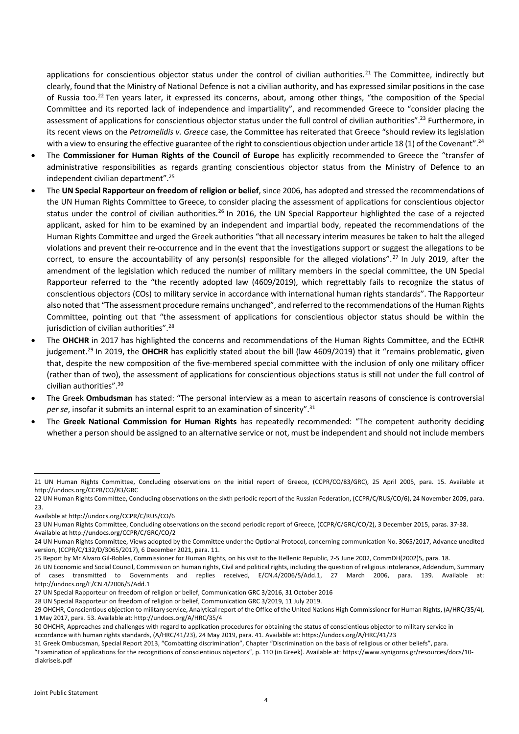applications for conscientious objector status under the control of civilian authorities.[21] The Committee, indirectly but clearly, found that the Ministry of National Defence is not a civilian authority, and has expressed similar positions in the case of Russia too.[22] Ten years later, it expressed its concerns, about, among other things, "the composition of the Special Committee and its reported lack of independence and impartiality", and recommended Greece to "consider placing the assessment of applications for conscientious objector status under the full control of civilian authorities".[23] Furthermore, in its recent views on the *Petromelidis v. Greece* case, the Committee has reiterated that Greece "should review its legislation with a view to ensuring the effective guarantee of the right to conscientious objection under article 18 (1) of the Covenant".[24]

- The **Commissioner for Human Rights of the Council of Europe** has explicitly recommended to Greece the "transfer of administrative responsibilities as regards granting conscientious objector status from the Ministry of Defence to an independent civilian department".[25]
- The **UN Special Rapporteur on freedom of religion or belief**, since 2006, has adopted and stressed the recommendations of the UN Human Rights Committee to Greece, to consider placing the assessment of applications for conscientious objector status under the control of civilian authorities.[26] In 2016, the UN Special Rapporteur highlighted the case of a rejected applicant, asked for him to be examined by an independent and impartial body, repeated the recommendations of the Human Rights Committee and urged the Greek authorities "that all necessary interim measures be taken to halt the alleged violations and prevent their re-occurrence and in the event that the investigations support or suggest the allegations to be correct, to ensure the accountability of any person(s) responsible for the alleged violations".[27] In July 2019, after the amendment of the legislation which reduced the number of military members in the special committee, the UN Special Rapporteur referred to the "the recently adopted law (4609/2019), which regrettably fails to recognize the status of conscientious objectors (COs) to military service in accordance with international human rights standards". The Rapporteur also noted that "The assessment procedure remains unchanged", and referred to the recommendations of the Human Rights Committee, pointing out that "the assessment of applications for conscientious objector status should be within the jurisdiction of civilian authorities".[28]
- The **OHCHR** in 2017 has highlighted the concerns and recommendations of the Human Rights Committee, and the ECtHR judgement.[29] In 2019, the **OHCHR** has explicitly stated about the bill (law 4609/2019) that it "remains problematic, given that, despite the new composition of the five-membered special committee with the inclusion of only one military officer (rather than of two), the assessment of applications for conscientious objections status is still not under the full control of civilian authorities".[30]
- The Greek **Ombudsman** has stated: "The personal interview as a mean to ascertain reasons of conscience is controversial *per se*, insofar it submits an internal esprit to an examination of sincerity".[31]
- The **Greek National Commission for Human Rights** has repeatedly recommended: "The competent authority deciding whether a person should be assigned to an alternative service or not, must be independent and should not include members

---

21 UN Human Rights Committee, Concluding observations on the initial report of Greece, (CCPR/CO/83/GRC), 25 April 2005, para. 15. Available at http://undocs.org/CCPR/CO/83/GRC

22 UN Human Rights Committee, Concluding observations on the sixth periodic report of the Russian Federation, (CCPR/C/RUS/CO/6), 24 November 2009, para. 23. Available at http://undocs.org/CCPR/C/RUS/CO/6

23 UN Human Rights Committee, Concluding observations on the second periodic report of Greece, (CCPR/C/GRC/CO/2), 3 December 2015, paras. 37-38. Available at http://undocs.org/CCPR/C/GRC/CO/2

24 UN Human Rights Committee, Views adopted by the Committee under the Optional Protocol, concerning communication No. 3065/2017, Advance unedited version, (CCPR/C/132/D/3065/2017), 6 December 2021, para. 11.

25 Report by Mr Alvaro Gil-Robles, Commissioner for Human Rights, on his visit to the Hellenic Republic, 2-5 June 2002, CommDH(2002)5, para. 18.

26 UN Economic and Social Council, Commission on human rights, Civil and political rights, including the question of religious intolerance, Addendum, Summary of cases transmitted to Governments and replies received, E/CN.4/2006/5/Add.1, 27 March 2006, para. 139. Available at: http://undocs.org/E/CN.4/2006/5/Add.1

27 UN Special Rapporteur on freedom of religion or belief, Communication GRC 3/2016, 31 October 2016

28 UN Special Rapporteur on freedom of religion or belief, Communication GRC 3/2019, 11 July 2019.

29 OHCHR, Conscientious objection to military service, Analytical report of the Office of the United Nations High Commissioner for Human Rights, (A/HRC/35/4), 1 May 2017, para. 53. Available at: http://undocs.org/A/HRC/35/4

30 OHCHR, Approaches and challenges with regard to application procedures for obtaining the status of conscientious objector to military service in accordance with human rights standards, (A/HRC/41/23), 24 May 2019, para. 41. Available at: https://undocs.org/A/HRC/41/23

31 Greek Ombudsman, Special Report 2013, "Combatting discrimination", Chapter "Discrimination on the basis of religious or other beliefs", para. "Examination of applications for the recognitions of conscientious objectors", p. 110 (in Greek). Available at: https://www.synigoros.gr/resources/docs/10-diakriseis.pdf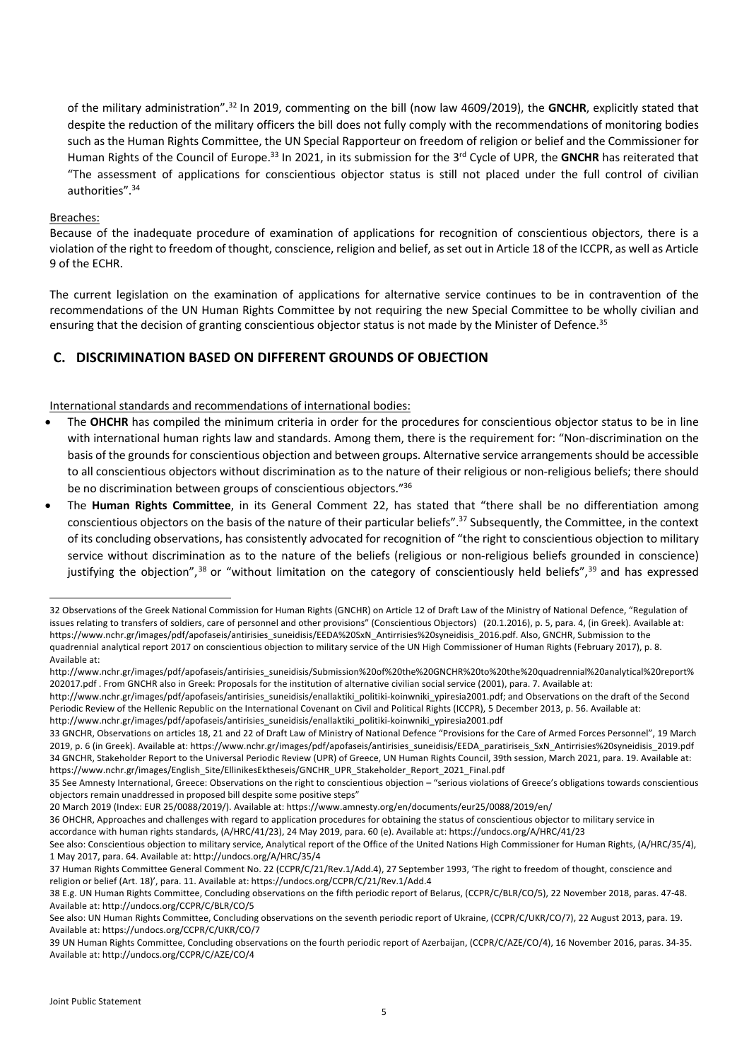of the military administration".[32] In 2019, commenting on the bill (now law 4609/2019), the **GNCHR**, explicitly stated that despite the reduction of the military officers the bill does not fully comply with the recommendations of monitoring bodies such as the Human Rights Committee, the UN Special Rapporteur on freedom of religion or belief and the Commissioner for Human Rights of the Council of Europe.[33] In 2021, in its submission for the 3rd Cycle of UPR, the **GNCHR** has reiterated that "The assessment of applications for conscientious objector status is still not placed under the full control of civilian authorities".[34]

Breaches:

Because of the inadequate procedure of examination of applications for recognition of conscientious objectors, there is a violation of the right to freedom of thought, conscience, religion and belief, as set out in Article 18 of the ICCPR, as well as Article 9 of the ECHR.

The current legislation on the examination of applications for alternative service continues to be in contravention of the recommendations of the UN Human Rights Committee by not requiring the new Special Committee to be wholly civilian and ensuring that the decision of granting conscientious objector status is not made by the Minister of Defence.[35]

## C. DISCRIMINATION BASED ON DIFFERENT GROUNDS OF OBJECTION

International standards and recommendations of international bodies:

- The **OHCHR** has compiled the minimum criteria in order for the procedures for conscientious objector status to be in line with international human rights law and standards. Among them, there is the requirement for: "Non-discrimination on the basis of the grounds for conscientious objection and between groups. Alternative service arrangements should be accessible to all conscientious objectors without discrimination as to the nature of their religious or non-religious beliefs; there should be no discrimination between groups of conscientious objectors."[36]
- The **Human Rights Committee**, in its General Comment 22, has stated that "there shall be no differentiation among conscientious objectors on the basis of the nature of their particular beliefs".[37] Subsequently, the Committee, in the context of its concluding observations, has consistently advocated for recognition of "the right to conscientious objection to military service without discrimination as to the nature of the beliefs (religious or non-religious beliefs grounded in conscience) justifying the objection",[38] or "without limitation on the category of conscientiously held beliefs",[39] and has expressed

---

32 Observations of the Greek National Commission for Human Rights (GNCHR) on Article 12 of Draft Law of the Ministry of National Defence, "Regulation of issues relating to transfers of soldiers, care of personnel and other provisions" (Conscientious Objectors) (20.1.2016), p. 5, para. 4, (in Greek). Available at: https://www.nchr.gr/images/pdf/apofaseis/antirisies_suneidisis/EEDA%20SxN_Antirrisies%20syneidisis_2016.pdf. Also, GNCHR, Submission to the quadrennial analytical report 2017 on conscientious objection to military service of the UN High Commissioner of Human Rights (February 2017), p. 8. Available at: http://www.nchr.gr/images/pdf/apofaseis/antirisies_suneidisis/Submission%20of%20the%20GNCHR%20to%20the%20quadrennial%20analytical%20report%202017.pdf . From GNCHR also in Greek: Proposals for the institution of alternative civilian social service (2001), para. 7. Available at: http://www.nchr.gr/images/pdf/apofaseis/antirisies_suneidisis/enallaktiki_politiki-koinwniki_ypiresia2001.pdf; and Observations on the draft of the Second Periodic Review of the Hellenic Republic on the International Covenant on Civil and Political Rights (ICCPR), 5 December 2013, p. 56. Available at: http://www.nchr.gr/images/pdf/apofaseis/antirisies_suneidisis/enallaktiki_politiki-koinwniki_ypiresia2001.pdf

33 GNCHR, Observations on articles 18, 21 and 22 of Draft Law of Ministry of National Defence "Provisions for the Care of Armed Forces Personnel", 19 March 2019, p. 6 (in Greek). Available at: https://www.nchr.gr/images/pdf/apofaseis/antirisies_suneidisis/EEDA_paratiriseis_SxN_Antirrisies%20syneidisis_2019.pdf

34 GNCHR, Stakeholder Report to the Universal Periodic Review (UPR) of Greece, UN Human Rights Council, 39th session, March 2021, para. 19. Available at: https://www.nchr.gr/images/English_Site/EllinikesEktheseis/GNCHR_UPR_Stakeholder_Report_2021_Final.pdf

35 See Amnesty International, Greece: Observations on the right to conscientious objection – "serious violations of Greece's obligations towards conscientious objectors remain unaddressed in proposed bill despite some positive steps" 20 March 2019 (Index: EUR 25/0088/2019/). Available at: https://www.amnesty.org/en/documents/eur25/0088/2019/en/

36 OHCHR, Approaches and challenges with regard to application procedures for obtaining the status of conscientious objector to military service in accordance with human rights standards, (A/HRC/41/23), 24 May 2019, para. 60 (e). Available at: https://undocs.org/A/HRC/41/23
See also: Conscientious objection to military service, Analytical report of the Office of the United Nations High Commissioner for Human Rights, (A/HRC/35/4), 1 May 2017, para. 64. Available at: http://undocs.org/A/HRC/35/4

37 Human Rights Committee General Comment No. 22 (CCPR/C/21/Rev.1/Add.4), 27 September 1993, 'The right to freedom of thought, conscience and religion or belief (Art. 18)', para. 11. Available at: https://undocs.org/CCPR/C/21/Rev.1/Add.4

38 E.g. UN Human Rights Committee, Concluding observations on the fifth periodic report of Belarus, (CCPR/C/BLR/CO/5), 22 November 2018, paras. 47-48. Available at: http://undocs.org/CCPR/C/BLR/CO/5
See also: UN Human Rights Committee, Concluding observations on the seventh periodic report of Ukraine, (CCPR/C/UKR/CO/7), 22 August 2013, para. 19. Available at: https://undocs.org/CCPR/C/UKR/CO/7

39 UN Human Rights Committee, Concluding observations on the fourth periodic report of Azerbaijan, (CCPR/C/AZE/CO/4), 16 November 2016, paras. 34-35. Available at: http://undocs.org/CCPR/C/AZE/CO/4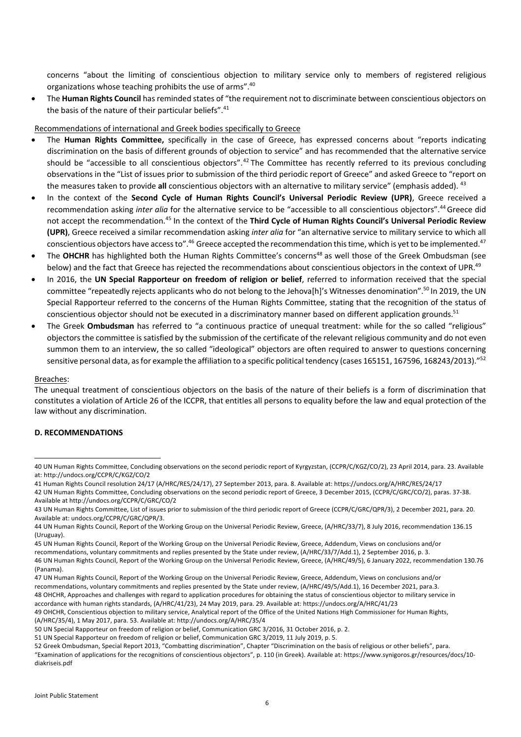concerns "about the limiting of conscientious objection to military service only to members of registered religious organizations whose teaching prohibits the use of arms".[40]

- The **Human Rights Council** has reminded states of "the requirement not to discriminate between conscientious objectors on the basis of the nature of their particular beliefs".[41]

Recommendations of international and Greek bodies specifically to Greece

- The **Human Rights Committee,** specifically in the case of Greece, has expressed concerns about "reports indicating discrimination on the basis of different grounds of objection to service" and has recommended that the alternative service should be "accessible to all conscientious objectors".[42] The Committee has recently referred to its previous concluding observations in the "List of issues prior to submission of the third periodic report of Greece" and asked Greece to "report on the measures taken to provide **all** conscientious objectors with an alternative to military service" (emphasis added).[43]
- In the context of the **Second Cycle of Human Rights Council's Universal Periodic Review (UPR)**, Greece received a recommendation asking *inter alia* for the alternative service to be "accessible to all conscientious objectors".[44] Greece did not accept the recommendation.[45] In the context of the **Third Cycle of Human Rights Council's Universal Periodic Review (UPR)**, Greece received a similar recommendation asking *inter alia* for "an alternative service to military service to which all conscientious objectors have access to".[46] Greece accepted the recommendation this time, which is yet to be implemented.[47]
- The **OHCHR** has highlighted both the Human Rights Committee's concerns[48] as well those of the Greek Ombudsman (see below) and the fact that Greece has rejected the recommendations about conscientious objectors in the context of UPR.[49]
- In 2016, the **UN Special Rapporteur on freedom of religion or belief**, referred to information received that the special committee "repeatedly rejects applicants who do not belong to the Jehova[h]'s Witnesses denomination".[50] In 2019, the UN Special Rapporteur referred to the concerns of the Human Rights Committee, stating that the recognition of the status of conscientious objector should not be executed in a discriminatory manner based on different application grounds.[51]
- The Greek **Ombudsman** has referred to "a continuous practice of unequal treatment: while for the so called "religious" objectors the committee is satisfied by the submission of the certificate of the relevant religious community and do not even summon them to an interview, the so called "ideological" objectors are often required to answer to questions concerning sensitive personal data, as for example the affiliation to a specific political tendency (cases 165151, 167596, 168243/2013)."[52]

Breaches:

The unequal treatment of conscientious objectors on the basis of the nature of their beliefs is a form of discrimination that constitutes a violation of Article 26 of the ICCPR, that entitles all persons to equality before the law and equal protection of the law without any discrimination.

### D. RECOMMENDATIONS

---

40 UN Human Rights Committee, Concluding observations on the second periodic report of Kyrgyzstan, (CCPR/C/KGZ/CO/2), 23 April 2014, para. 23. Available at: http://undocs.org/CCPR/C/KGZ/CO/2

41 Human Rights Council resolution 24/17 (A/HRC/RES/24/17), 27 September 2013, para. 8. Available at: https://undocs.org/A/HRC/RES/24/17

42 UN Human Rights Committee, Concluding observations on the second periodic report of Greece, 3 December 2015, (CCPR/C/GRC/CO/2), paras. 37-38. Available at http://undocs.org/CCPR/C/GRC/CO/2

43 UN Human Rights Committee, List of issues prior to submission of the third periodic report of Greece (CCPR/C/GRC/QPR/3), 2 December 2021, para. 20. Available at: undocs.org/CCPR/C/GRC/QPR/3.

44 UN Human Rights Council, Report of the Working Group on the Universal Periodic Review, Greece, (A/HRC/33/7), 8 July 2016, recommendation 136.15 (Uruguay).

45 UN Human Rights Council, Report of the Working Group on the Universal Periodic Review, Greece, Addendum, Views on conclusions and/or recommendations, voluntary commitments and replies presented by the State under review, (A/HRC/33/7/Add.1), 2 September 2016, p. 3.

46 UN Human Rights Council, Report of the Working Group on the Universal Periodic Review, Greece, (A/HRC/49/5), 6 January 2022, recommendation 130.76 (Panama).

47 UN Human Rights Council, Report of the Working Group on the Universal Periodic Review, Greece, Addendum, Views on conclusions and/or recommendations, voluntary commitments and replies presented by the State under review, (A/HRC/49/5/Add.1), 16 December 2021, para.3.

48 OHCHR, Approaches and challenges with regard to application procedures for obtaining the status of conscientious objector to military service in accordance with human rights standards, (A/HRC/41/23), 24 May 2019, para. 29. Available at: https://undocs.org/A/HRC/41/23

49 OHCHR, Conscientious objection to military service, Analytical report of the Office of the United Nations High Commissioner for Human Rights, (A/HRC/35/4), 1 May 2017, para. 53. Available at: http://undocs.org/A/HRC/35/4

50 UN Special Rapporteur on freedom of religion or belief, Communication GRC 3/2016, 31 October 2016, p. 2.

51 UN Special Rapporteur on freedom of religion or belief, Communication GRC 3/2019, 11 July 2019, p. 5.

52 Greek Ombudsman, Special Report 2013, "Combatting discrimination", Chapter "Discrimination on the basis of religious or other beliefs", para. "Examination of applications for the recognitions of conscientious objectors", p. 110 (in Greek). Available at: https://www.synigoros.gr/resources/docs/10-diakriseis.pdf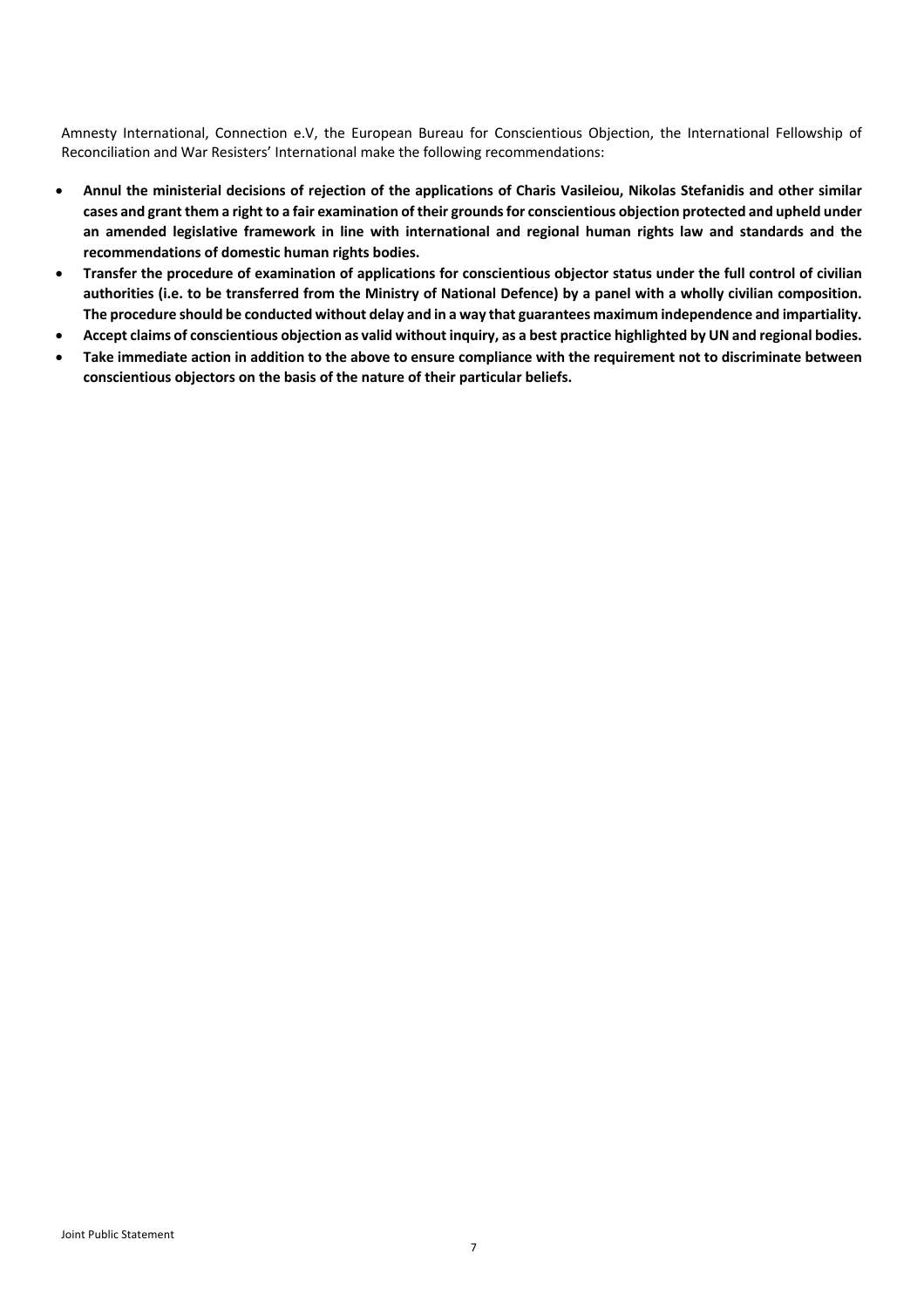Amnesty International, Connection e.V, the European Bureau for Conscientious Objection, the International Fellowship of Reconciliation and War Resisters' International make the following recommendations:

- **Annul the ministerial decisions of rejection of the applications of Charis Vasileiou, Nikolas Stefanidis and other similar cases and grant them a right to a fair examination of their grounds for conscientious objection protected and upheld under an amended legislative framework in line with international and regional human rights law and standards and the recommendations of domestic human rights bodies.**
- **Transfer the procedure of examination of applications for conscientious objector status under the full control of civilian authorities (i.e. to be transferred from the Ministry of National Defence) by a panel with a wholly civilian composition. The procedure should be conducted without delay and in a way that guarantees maximum independence and impartiality.**
- **Accept claims of conscientious objection as valid without inquiry, as a best practice highlighted by UN and regional bodies.**
- **Take immediate action in addition to the above to ensure compliance with the requirement not to discriminate between conscientious objectors on the basis of the nature of their particular beliefs.**